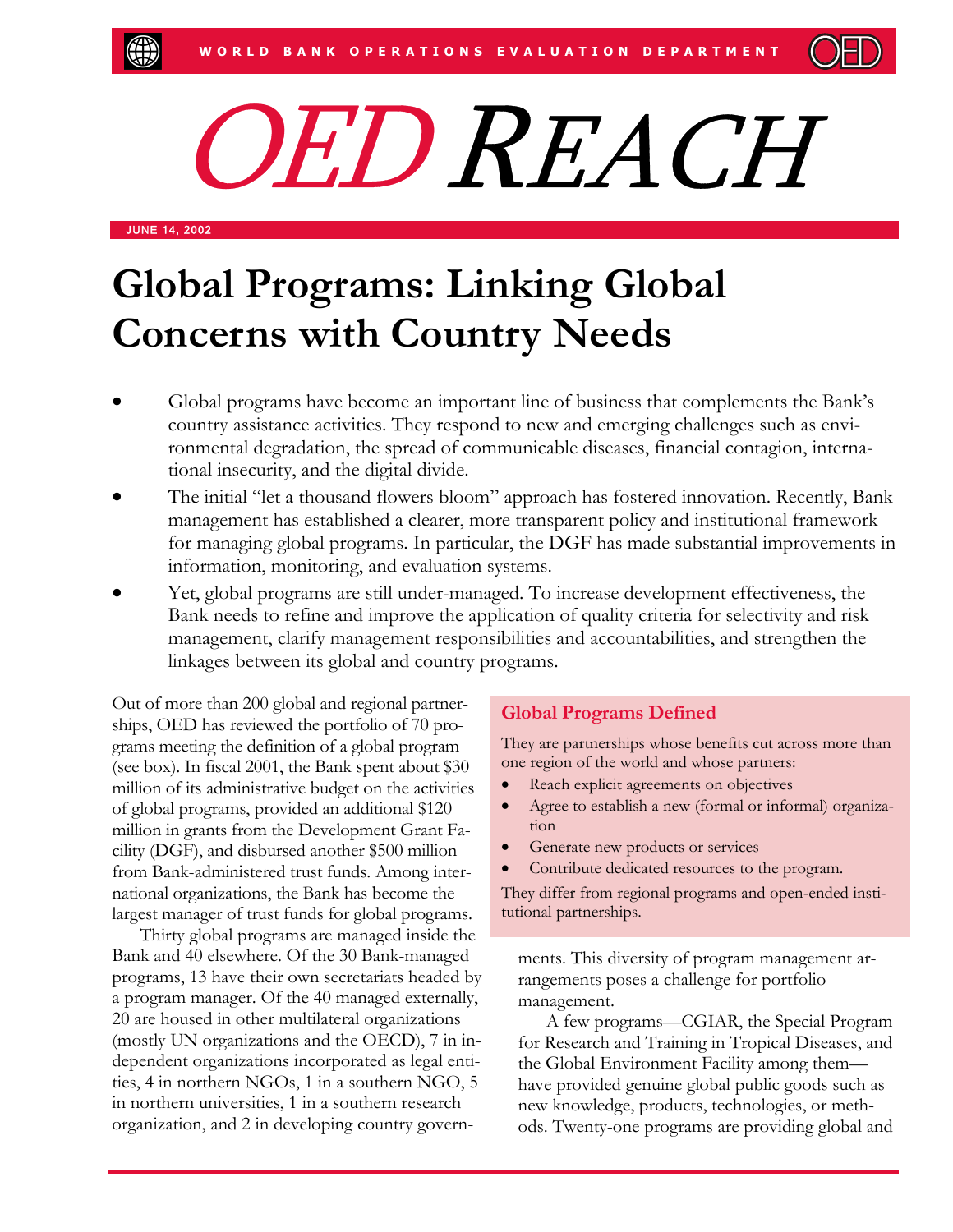WORLD BANK OPERATIONS EVALUATION DEPARTMENT

# *OED REACH*

JUNE 14, 2002

## Global Programs: Linking Global Concerns with Country Needs

- Global programs have become an important line of business that complements the Bank's country assistance activities. They respond to new and emerging challenges such as environmental degradation, the spread of communicable diseases, financial contagion, international insecurity, and the digital divide.
- The initial "let a thousand flowers bloom" approach has fostered innovation. Recently, Bank management has established a clearer, more transparent policy and institutional framework for managing global programs. In particular, the DGF has made substantial improvements in information, monitoring, and evaluation systems.
- Yet, global programs are still under-managed. To increase development effectiveness, the Bank needs to refine and improve the application of quality criteria for selectivity and risk management, clarify management responsibilities and accountabilities, and strengthen the linkages between its global and country programs.

Out of more than 200 global and regional partnerships, OED has reviewed the portfolio of 70 programs meeting the definition of a global program (see box). In fiscal 2001, the Bank spent about $30 million of its administrative budget on the activities of global programs, provided an additional $120 million in grants from the Development Grant Facility (DGF), and disbursed another $500 million from Bank-administered trust funds. Among international organizations, the Bank has become the largest manager of trust funds for global programs.

Thirty global programs are managed inside the Bank and 40 elsewhere. Of the 30 Bank-managed programs, 13 have their own secretariats headed by a program manager. Of the 40 managed externally, 20 are housed in other multilateral organizations (mostly UN organizations and the OECD), 7 in independent organizations incorporated as legal entities, 4 in northern NGOs, 1 in a southern NGO, 5 in northern universities, 1 in a southern research organization, and 2 in developing country governments. This diversity of program management arrangements poses a challenge for portfolio management.

A few programs—CGIAR, the Special Program for Research and Training in Tropical Diseases, and the Global Environment Facility among them—have provided genuine global public goods such as new knowledge, products, technologies, or methods. Twenty-one programs are providing global and

> **Global Programs Defined**
>
> They are partnerships whose benefits cut across more than one region of the world and whose partners:
>
> - Reach explicit agreements on objectives
> - Agree to establish a new (formal or informal) organization
> - Generate new products or services
> - Contribute dedicated resources to the program.
>
> They differ from regional programs and open-ended institutional partnerships.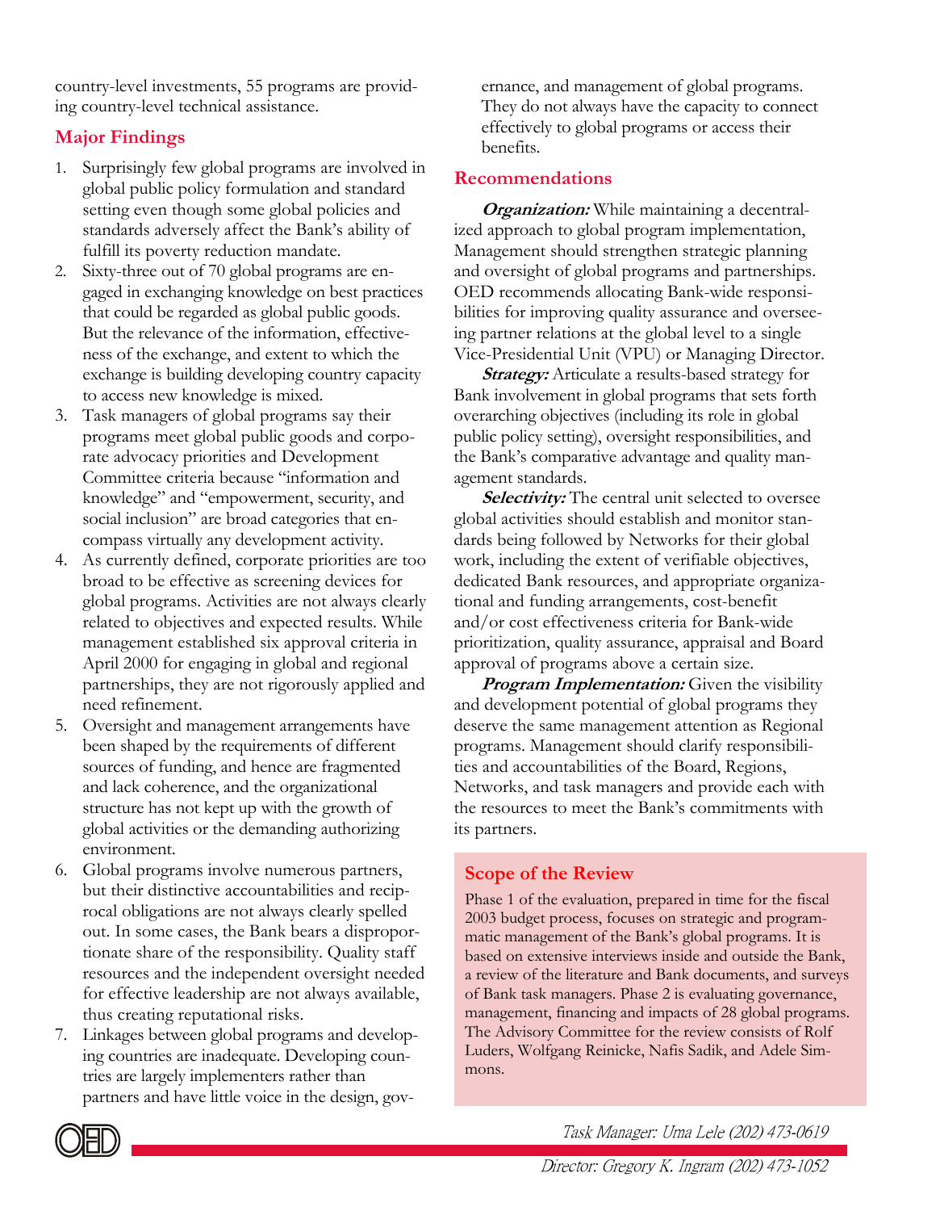country-level investments, 55 programs are providing country-level technical assistance.

## Major Findings

1. Surprisingly few global programs are involved in global public policy formulation and standard setting even though some global policies and standards adversely affect the Bank's ability of fulfill its poverty reduction mandate.
2. Sixty-three out of 70 global programs are engaged in exchanging knowledge on best practices that could be regarded as global public goods. But the relevance of the information, effectiveness of the exchange, and extent to which the exchange is building developing country capacity to access new knowledge is mixed.
3. Task managers of global programs say their programs meet global public goods and corporate advocacy priorities and Development Committee criteria because "information and knowledge" and "empowerment, security, and social inclusion" are broad categories that encompass virtually any development activity.
4. As currently defined, corporate priorities are too broad to be effective as screening devices for global programs. Activities are not always clearly related to objectives and expected results. While management established six approval criteria in April 2000 for engaging in global and regional partnerships, they are not rigorously applied and need refinement.
5. Oversight and management arrangements have been shaped by the requirements of different sources of funding, and hence are fragmented and lack coherence, and the organizational structure has not kept up with the growth of global activities or the demanding authorizing environment.
6. Global programs involve numerous partners, but their distinctive accountabilities and reciprocal obligations are not always clearly spelled out. In some cases, the Bank bears a disproportionate share of the responsibility. Quality staff resources and the independent oversight needed for effective leadership are not always available, thus creating reputational risks.
7. Linkages between global programs and developing countries are inadequate. Developing countries are largely implementers rather than partners and have little voice in the design, governance, and management of global programs. They do not always have the capacity to connect effectively to global programs or access their benefits.

## Recommendations

***Organization:*** While maintaining a decentralized approach to global program implementation, Management should strengthen strategic planning and oversight of global programs and partnerships. OED recommends allocating Bank-wide responsibilities for improving quality assurance and overseeing partner relations at the global level to a single Vice-Presidential Unit (VPU) or Managing Director.

***Strategy:*** Articulate a results-based strategy for Bank involvement in global programs that sets forth overarching objectives (including its role in global public policy setting), oversight responsibilities, and the Bank's comparative advantage and quality management standards.

***Selectivity:*** The central unit selected to oversee global activities should establish and monitor standards being followed by Networks for their global work, including the extent of verifiable objectives, dedicated Bank resources, and appropriate organizational and funding arrangements, cost-benefit and/or cost effectiveness criteria for Bank-wide prioritization, quality assurance, appraisal and Board approval of programs above a certain size.

***Program Implementation:*** Given the visibility and development potential of global programs they deserve the same management attention as Regional programs. Management should clarify responsibilities and accountabilities of the Board, Regions, Networks, and task managers and provide each with the resources to meet the Bank's commitments with its partners.

## Scope of the Review

Phase 1 of the evaluation, prepared in time for the fiscal 2003 budget process, focuses on strategic and programmatic management of the Bank's global programs. It is based on extensive interviews inside and outside the Bank, a review of the literature and Bank documents, and surveys of Bank task managers. Phase 2 is evaluating governance, management, financing and impacts of 28 global programs. The Advisory Committee for the review consists of Rolf Luders, Wolfgang Reinicke, Nafis Sadik, and Adele Simmons.

*Task Manager: Uma Lele (202) 473-0619*

*Director: Gregory K. Ingram (202) 473-1052*